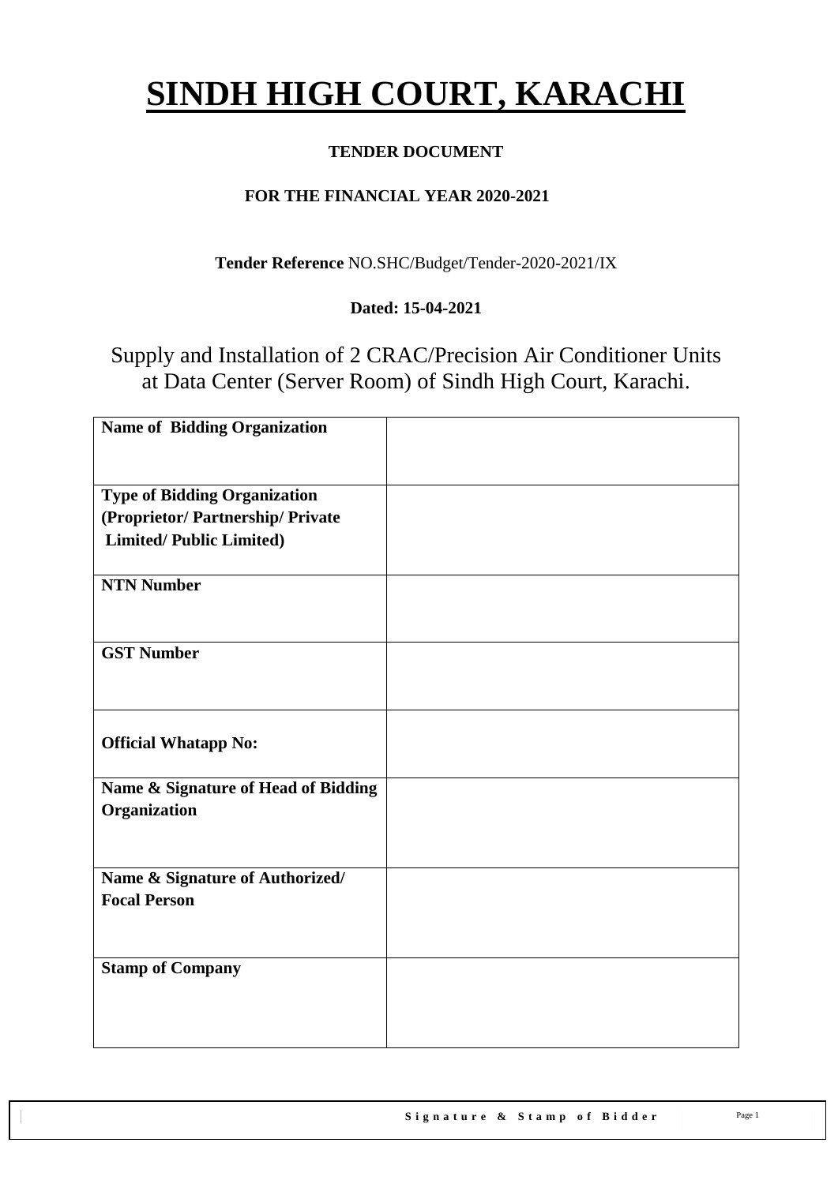# SINDH HIGH COURT, KARACHI

**TENDER DOCUMENT**

**FOR THE FINANCIAL YEAR 2020-2021**

**Tender Reference** NO.SHC/Budget/Tender-2020-2021/IX

**Dated: 15-04-2021**

Supply and Installation of 2 CRAC/Precision Air Conditioner Units at Data Center (Server Room) of Sindh High Court, Karachi.

| | |
|---|---|
| **Name of Bidding Organization** | |
| **Type of Bidding Organization (Proprietor/ Partnership/ Private Limited/ Public Limited)** | |
| **NTN Number** | |
| **GST Number** | |
| **Official Whatapp No:** | |
| **Name & Signature of Head of Bidding Organization** | |
| **Name & Signature of Authorized/ Focal Person** | |
| **Stamp of Company** | |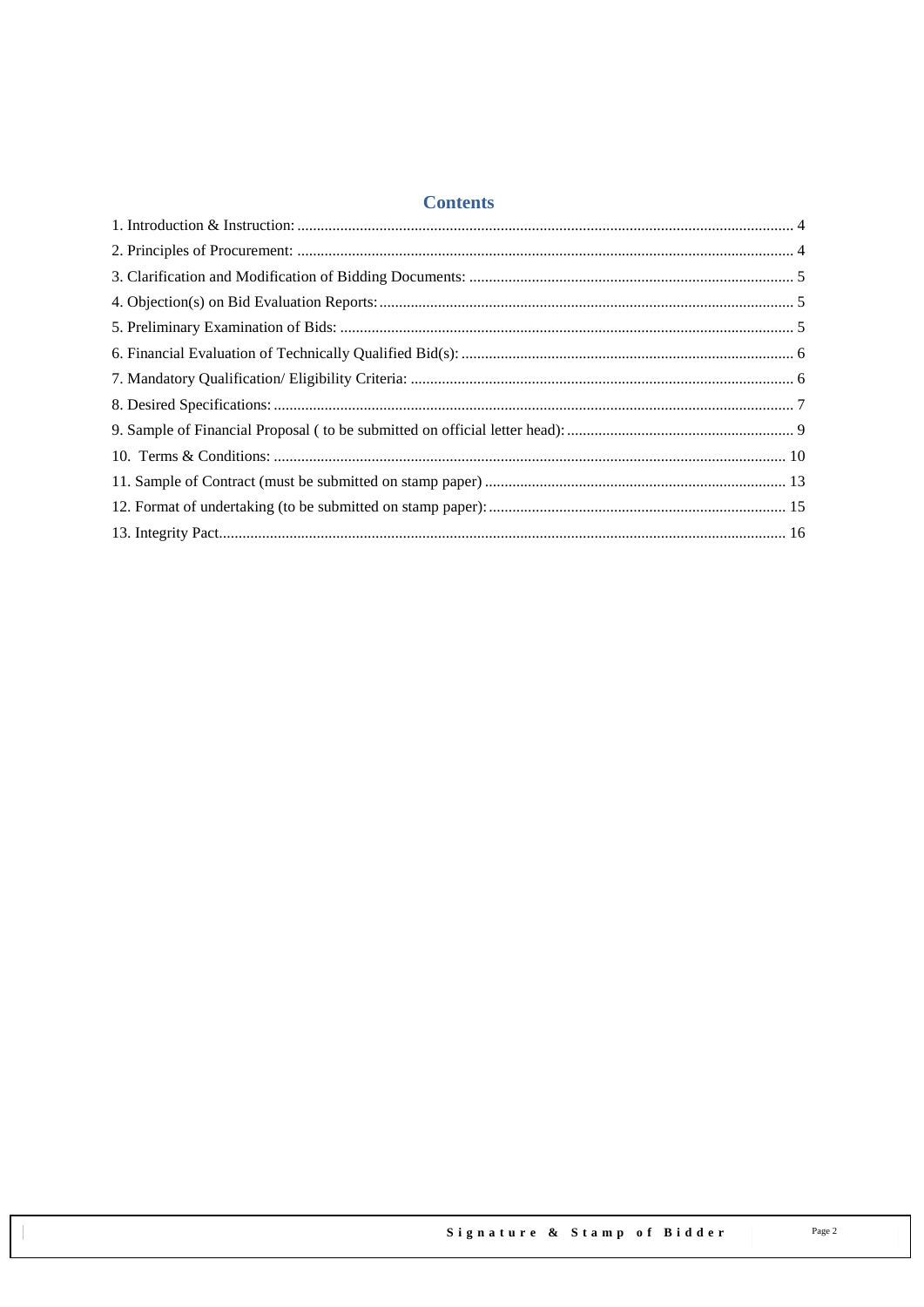# Contents

1. Introduction & Instruction: ........................................................................ 4
2. Principles of Procurement: ........................................................................ 4
3. Clarification and Modification of Bidding Documents: ........................................................................ 5
4. Objection(s) on Bid Evaluation Reports: ........................................................................ 5
5. Preliminary Examination of Bids: ........................................................................ 5
6. Financial Evaluation of Technically Qualified Bid(s): ........................................................................ 6
7. Mandatory Qualification/ Eligibility Criteria: ........................................................................ 6
8. Desired Specifications: ........................................................................ 7
9. Sample of Financial Proposal ( to be submitted on official letter head): ........................................................................ 9
10. Terms & Conditions: ........................................................................ 10
11. Sample of Contract (must be submitted on stamp paper) ........................................................................ 13
12. Format of undertaking (to be submitted on stamp paper): ........................................................................ 15
13. Integrity Pact ........................................................................ 16

Signature & Stamp of Bidder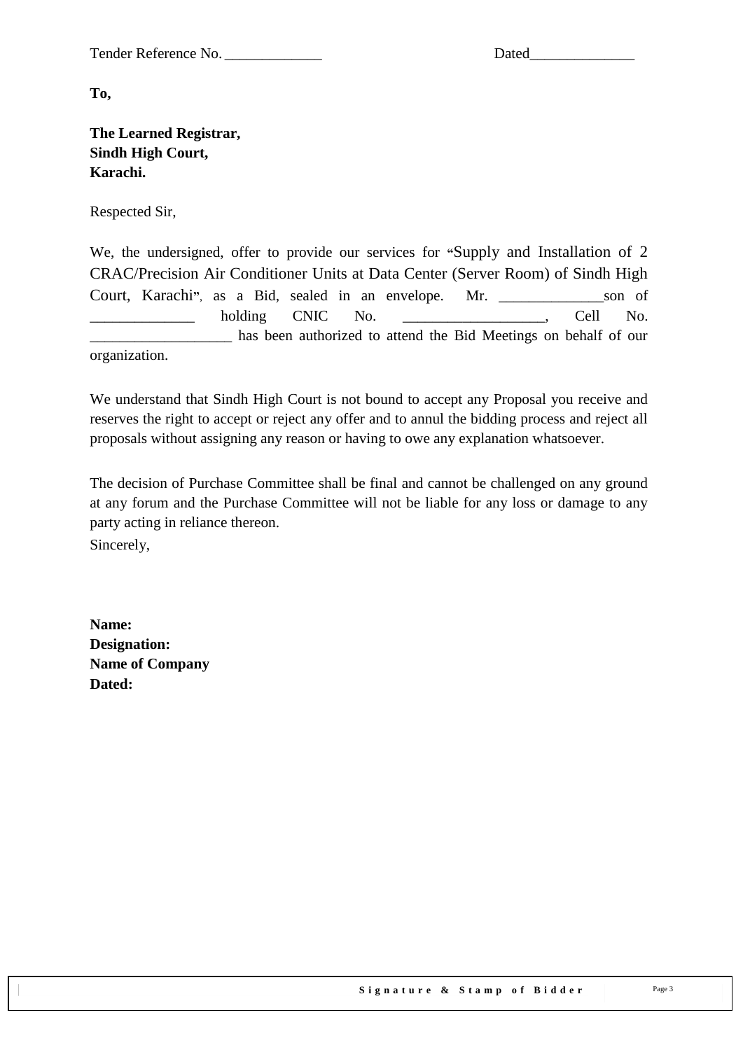Tender Reference No. _____________ Dated______________

**To,**

**The Learned Registrar,**
**Sindh High Court,**
**Karachi.**

Respected Sir,

We, the undersigned, offer to provide our services for "Supply and Installation of 2 CRAC/Precision Air Conditioner Units at Data Center (Server Room) of Sindh High Court, Karachi", as a Bid, sealed in an envelope. Mr. ______________son of ______________ holding CNIC No. ___________________, Cell No. ___________________ has been authorized to attend the Bid Meetings on behalf of our organization.

We understand that Sindh High Court is not bound to accept any Proposal you receive and reserves the right to accept or reject any offer and to annul the bidding process and reject all proposals without assigning any reason or having to owe any explanation whatsoever.

The decision of Purchase Committee shall be final and cannot be challenged on any ground at any forum and the Purchase Committee will not be liable for any loss or damage to any party acting in reliance thereon.

Sincerely,

**Name:**
**Designation:**
**Name of Company**
**Dated:**

**Signature & Stamp of Bidder**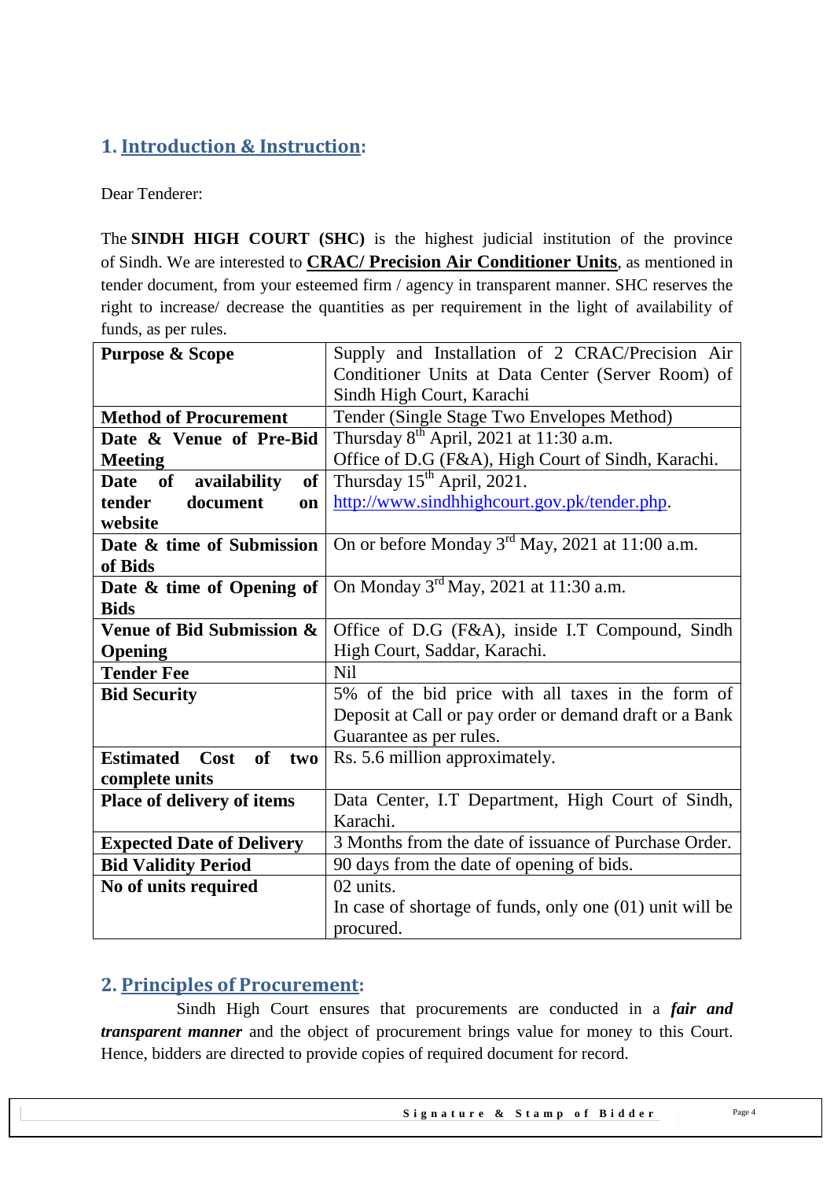## 1. Introduction & Instruction:

Dear Tenderer:

The **SINDH HIGH COURT (SHC)** is the highest judicial institution of the province of Sindh. We are interested to **CRAC/ Precision Air Conditioner Units**, as mentioned in tender document, from your esteemed firm / agency in transparent manner. SHC reserves the right to increase/ decrease the quantities as per requirement in the light of availability of funds, as per rules.

| | |
|---|---|
| **Purpose & Scope** | Supply and Installation of 2 CRAC/Precision Air Conditioner Units at Data Center (Server Room) of Sindh High Court, Karachi |
| **Method of Procurement** | Tender (Single Stage Two Envelopes Method) |
| **Date & Venue of Pre-Bid Meeting** | Thursday 8th April, 2021 at 11:30 a.m. Office of D.G (F&A), High Court of Sindh, Karachi. |
| **Date of availability of tender document on website** | Thursday 15th April, 2021. http://www.sindhhighcourt.gov.pk/tender.php. |
| **Date & time of Submission of Bids** | On or before Monday 3rd May, 2021 at 11:00 a.m. |
| **Date & time of Opening of Bids** | On Monday 3rd May, 2021 at 11:30 a.m. |
| **Venue of Bid Submission & Opening** | Office of D.G (F&A), inside I.T Compound, Sindh High Court, Saddar, Karachi. |
| **Tender Fee** | Nil |
| **Bid Security** | 5% of the bid price with all taxes in the form of Deposit at Call or pay order or demand draft or a Bank Guarantee as per rules. |
| **Estimated Cost of two complete units** | Rs. 5.6 million approximately. |
| **Place of delivery of items** | Data Center, I.T Department, High Court of Sindh, Karachi. |
| **Expected Date of Delivery** | 3 Months from the date of issuance of Purchase Order. |
| **Bid Validity Period** | 90 days from the date of opening of bids. |
| **No of units required** | 02 units. In case of shortage of funds, only one (01) unit will be procured. |

## 2. Principles of Procurement:

Sindh High Court ensures that procurements are conducted in a ***fair and transparent manner*** and the object of procurement brings value for money to this Court. Hence, bidders are directed to provide copies of required document for record.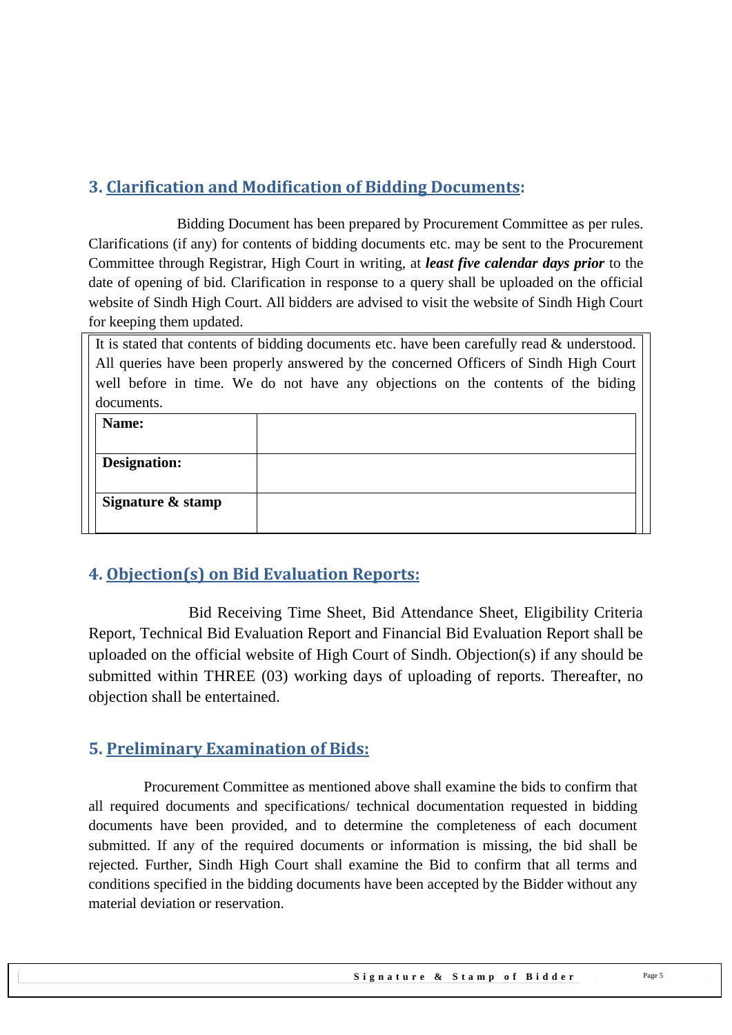## 3. Clarification and Modification of Bidding Documents:

Bidding Document has been prepared by Procurement Committee as per rules. Clarifications (if any) for contents of bidding documents etc. may be sent to the Procurement Committee through Registrar, High Court in writing, at ***least five calendar days prior*** to the date of opening of bid. Clarification in response to a query shall be uploaded on the official website of Sindh High Court. All bidders are advised to visit the website of Sindh High Court for keeping them updated.

It is stated that contents of bidding documents etc. have been carefully read & understood. All queries have been properly answered by the concerned Officers of Sindh High Court well before in time. We do not have any objections on the contents of the biding documents.

| | |
|---|---|
| **Name:** | |
| **Designation:** | |
| **Signature & stamp** | |

## 4. Objection(s) on Bid Evaluation Reports:

Bid Receiving Time Sheet, Bid Attendance Sheet, Eligibility Criteria Report, Technical Bid Evaluation Report and Financial Bid Evaluation Report shall be uploaded on the official website of High Court of Sindh. Objection(s) if any should be submitted within THREE (03) working days of uploading of reports. Thereafter, no objection shall be entertained.

## 5. Preliminary Examination of Bids:

Procurement Committee as mentioned above shall examine the bids to confirm that all required documents and specifications/ technical documentation requested in bidding documents have been provided, and to determine the completeness of each document submitted. If any of the required documents or information is missing, the bid shall be rejected. Further, Sindh High Court shall examine the Bid to confirm that all terms and conditions specified in the bidding documents have been accepted by the Bidder without any material deviation or reservation.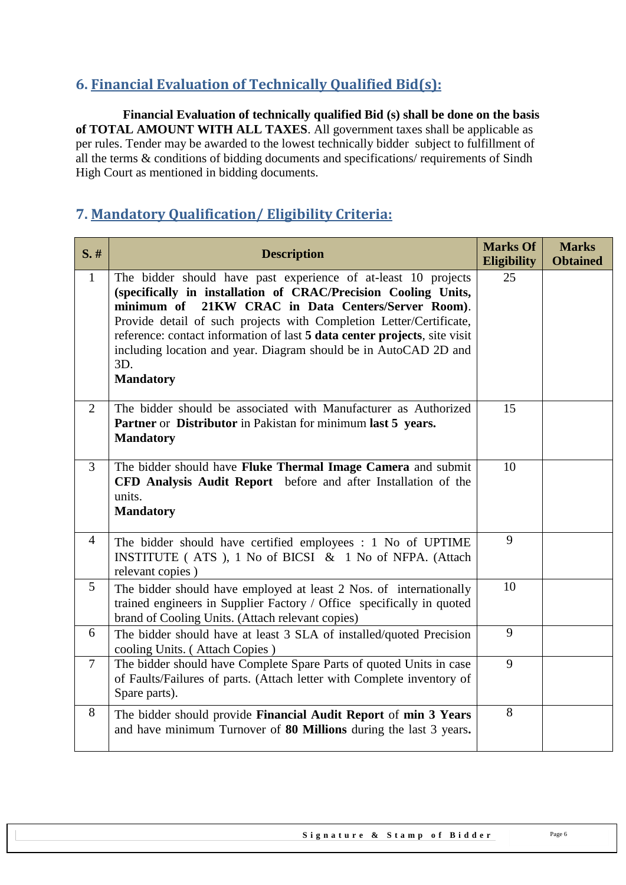## 6. Financial Evaluation of Technically Qualified Bid(s):

**Financial Evaluation of technically qualified Bid (s) shall be done on the basis of TOTAL AMOUNT WITH ALL TAXES**. All government taxes shall be applicable as per rules. Tender may be awarded to the lowest technically bidder subject to fulfillment of all the terms & conditions of bidding documents and specifications/ requirements of Sindh High Court as mentioned in bidding documents.

## 7. Mandatory Qualification/ Eligibility Criteria:

| S. # | Description | Marks Of Eligibility | Marks Obtained |
|---|---|---|---|
| 1 | The bidder should have past experience of at-least 10 projects **(specifically in installation of CRAC/Precision Cooling Units, minimum of 21KW CRAC in Data Centers/Server Room)**. Provide detail of such projects with Completion Letter/Certificate, reference: contact information of last **5 data center projects**, site visit including location and year. Diagram should be in AutoCAD 2D and 3D. **Mandatory** | 25 | |
| 2 | The bidder should be associated with Manufacturer as Authorized **Partner** or **Distributor** in Pakistan for minimum **last 5 years. Mandatory** | 15 | |
| 3 | The bidder should have **Fluke Thermal Image Camera** and submit **CFD Analysis Audit Report** before and after Installation of the units. **Mandatory** | 10 | |
| 4 | The bidder should have certified employees : 1 No of UPTIME INSTITUTE ( ATS ), 1 No of BICSI & 1 No of NFPA. (Attach relevant copies ) | 9 | |
| 5 | The bidder should have employed at least 2 Nos. of internationally trained engineers in Supplier Factory / Office specifically in quoted brand of Cooling Units. (Attach relevant copies) | 10 | |
| 6 | The bidder should have at least 3 SLA of installed/quoted Precision cooling Units. ( Attach Copies ) | 9 | |
| 7 | The bidder should have Complete Spare Parts of quoted Units in case of Faults/Failures of parts. (Attach letter with Complete inventory of Spare parts). | 9 | |
| 8 | The bidder should provide **Financial Audit Report** of **min 3 Years** and have minimum Turnover of **80 Millions** during the last 3 years**.** | 8 | |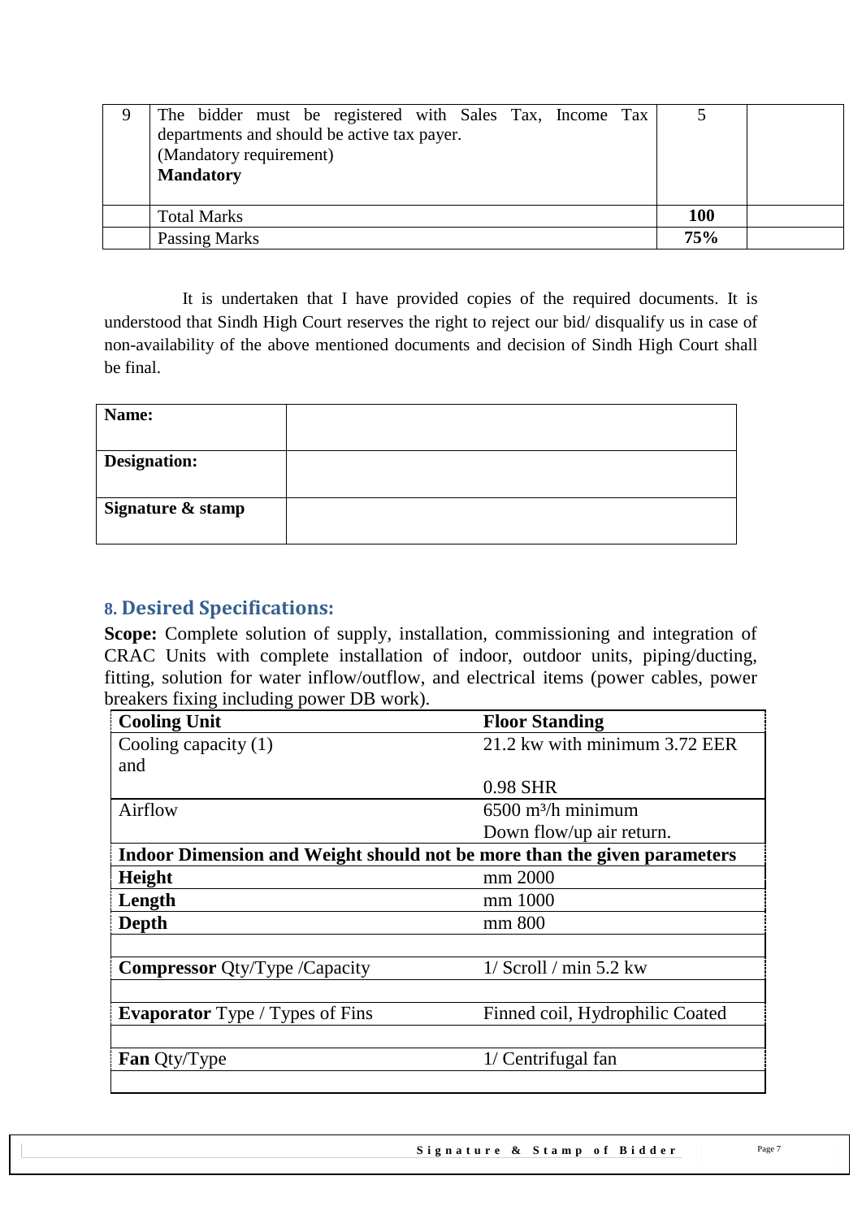| 9 | The bidder must be registered with Sales Tax, Income Tax departments and should be active tax payer.<br>(Mandatory requirement)<br>**Mandatory** | 5 | |
|---|---|---|---|
| | Total Marks | **100** | |
| | Passing Marks | **75%** | |

It is undertaken that I have provided copies of the required documents. It is understood that Sindh High Court reserves the right to reject our bid/ disqualify us in case of non-availability of the above mentioned documents and decision of Sindh High Court shall be final.

| **Name:** | |
|---|---|
| **Designation:** | |
| **Signature & stamp** | |

## 8. Desired Specifications:

**Scope:** Complete solution of supply, installation, commissioning and integration of CRAC Units with complete installation of indoor, outdoor units, piping/ducting, fitting, solution for water inflow/outflow, and electrical items (power cables, power breakers fixing including power DB work).

| **Cooling Unit** | **Floor Standing** |
|---|---|
| Cooling capacity (1) and | 21.2 kw with minimum 3.72 EER<br>0.98 SHR |
| Airflow | 6500 m³/h minimum<br>Down flow/up air return. |
| **Indoor Dimension and Weight should not be more than the given parameters** | |
| **Height** | mm 2000 |
| **Length** | mm 1000 |
| **Depth** | mm 800 |
| | |
| **Compressor** Qty/Type /Capacity | 1/ Scroll / min 5.2 kw |
| | |
| **Evaporator** Type / Types of Fins | Finned coil, Hydrophilic Coated |
| | |
| **Fan** Qty/Type | 1/ Centrifugal fan |
| | |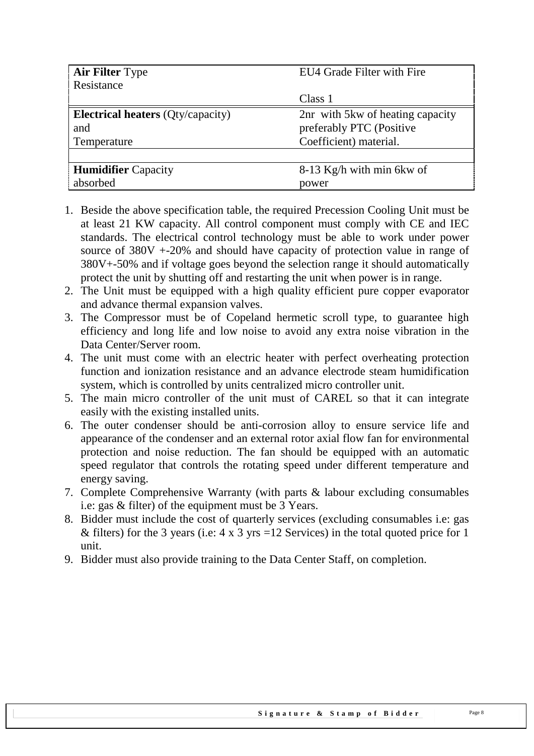| | |
|---|---|
| **Air Filter** Type Resistance | EU4 Grade Filter with Fire<br><br>Class 1 |
| **Electrical heaters** (Qty/capacity) and Temperature | 2nr with 5kw of heating capacity preferably PTC (Positive Coefficient) material. |
| | |
| **Humidifier** Capacity absorbed | 8-13 Kg/h with min 6kw of power |

1. Beside the above specification table, the required Precession Cooling Unit must be at least 21 KW capacity. All control component must comply with CE and IEC standards. The electrical control technology must be able to work under power source of 380V +-20% and should have capacity of protection value in range of 380V+-50% and if voltage goes beyond the selection range it should automatically protect the unit by shutting off and restarting the unit when power is in range.
2. The Unit must be equipped with a high quality efficient pure copper evaporator and advance thermal expansion valves.
3. The Compressor must be of Copeland hermetic scroll type, to guarantee high efficiency and long life and low noise to avoid any extra noise vibration in the Data Center/Server room.
4. The unit must come with an electric heater with perfect overheating protection function and ionization resistance and an advance electrode steam humidification system, which is controlled by units centralized micro controller unit.
5. The main micro controller of the unit must of CAREL so that it can integrate easily with the existing installed units.
6. The outer condenser should be anti-corrosion alloy to ensure service life and appearance of the condenser and an external rotor axial flow fan for environmental protection and noise reduction. The fan should be equipped with an automatic speed regulator that controls the rotating speed under different temperature and energy saving.
7. Complete Comprehensive Warranty (with parts & labour excluding consumables i.e: gas & filter) of the equipment must be 3 Years.
8. Bidder must include the cost of quarterly services (excluding consumables i.e: gas & filters) for the 3 years (i.e: 4 x 3 yrs =12 Services) in the total quoted price for 1 unit.
9. Bidder must also provide training to the Data Center Staff, on completion.

**Signature & Stamp of Bidder**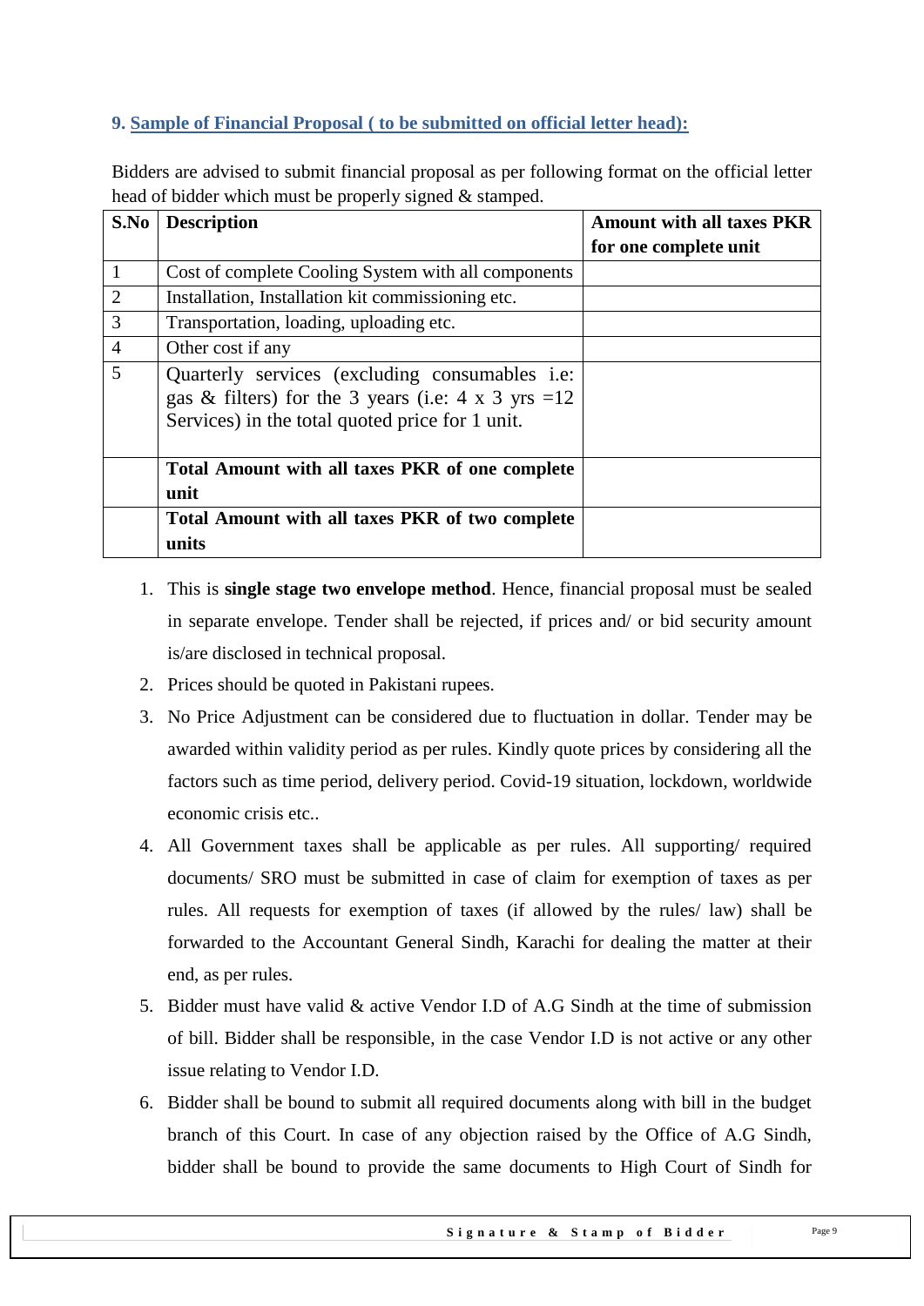## 9. Sample of Financial Proposal ( to be submitted on official letter head):

Bidders are advised to submit financial proposal as per following format on the official letter head of bidder which must be properly signed & stamped.

| S.No | Description | Amount with all taxes PKR for one complete unit |
|---|---|---|
| 1 | Cost of complete Cooling System with all components | |
| 2 | Installation, Installation kit commissioning etc. | |
| 3 | Transportation, loading, uploading etc. | |
| 4 | Other cost if any | |
| 5 | Quarterly services (excluding consumables i.e: gas & filters) for the 3 years (i.e: 4 x 3 yrs =12 Services) in the total quoted price for 1 unit. | |
| | **Total Amount with all taxes PKR of one complete unit** | |
| | **Total Amount with all taxes PKR of two complete units** | |

1. This is **single stage two envelope method**. Hence, financial proposal must be sealed in separate envelope. Tender shall be rejected, if prices and/ or bid security amount is/are disclosed in technical proposal.
2. Prices should be quoted in Pakistani rupees.
3. No Price Adjustment can be considered due to fluctuation in dollar. Tender may be awarded within validity period as per rules. Kindly quote prices by considering all the factors such as time period, delivery period. Covid-19 situation, lockdown, worldwide economic crisis etc..
4. All Government taxes shall be applicable as per rules. All supporting/ required documents/ SRO must be submitted in case of claim for exemption of taxes as per rules. All requests for exemption of taxes (if allowed by the rules/ law) shall be forwarded to the Accountant General Sindh, Karachi for dealing the matter at their end, as per rules.
5. Bidder must have valid & active Vendor I.D of A.G Sindh at the time of submission of bill. Bidder shall be responsible, in the case Vendor I.D is not active or any other issue relating to Vendor I.D.
6. Bidder shall be bound to submit all required documents along with bill in the budget branch of this Court. In case of any objection raised by the Office of A.G Sindh, bidder shall be bound to provide the same documents to High Court of Sindh for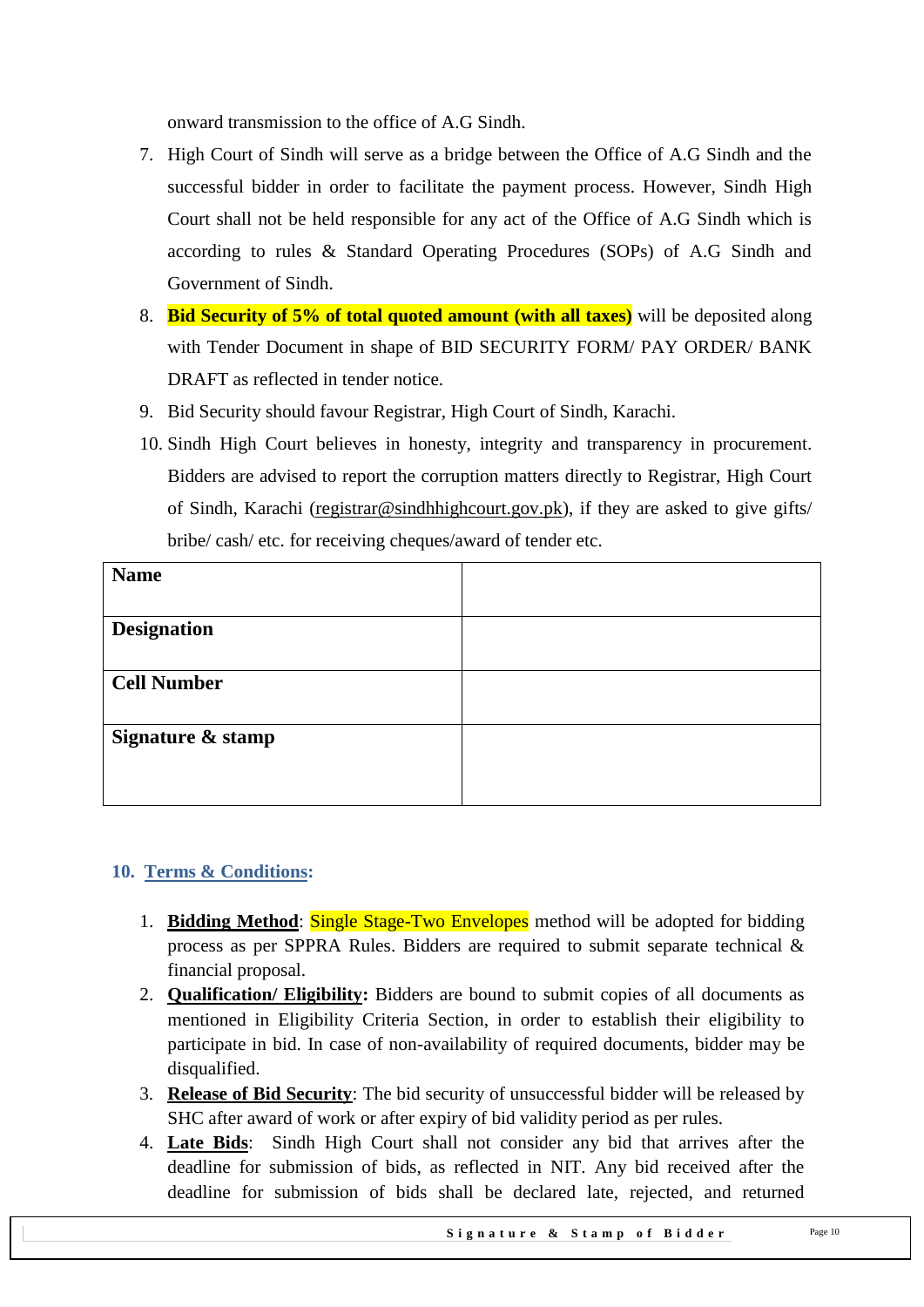onward transmission to the office of A.G Sindh.

7. High Court of Sindh will serve as a bridge between the Office of A.G Sindh and the successful bidder in order to facilitate the payment process. However, Sindh High Court shall not be held responsible for any act of the Office of A.G Sindh which is according to rules & Standard Operating Procedures (SOPs) of A.G Sindh and Government of Sindh.
8. **Bid Security of 5% of total quoted amount (with all taxes)** will be deposited along with Tender Document in shape of BID SECURITY FORM/ PAY ORDER/ BANK DRAFT as reflected in tender notice.
9. Bid Security should favour Registrar, High Court of Sindh, Karachi.
10. Sindh High Court believes in honesty, integrity and transparency in procurement. Bidders are advised to report the corruption matters directly to Registrar, High Court of Sindh, Karachi (registrar@sindhhighcourt.gov.pk), if they are asked to give gifts/ bribe/ cash/ etc. for receiving cheques/award of tender etc.

| **Name** | |
|---|---|
| **Designation** | |
| **Cell Number** | |
| **Signature & stamp** | |

## 10. Terms & Conditions:

1. **Bidding Method**: Single Stage-Two Envelopes method will be adopted for bidding process as per SPPRA Rules. Bidders are required to submit separate technical & financial proposal.
2. **Qualification/ Eligibility:** Bidders are bound to submit copies of all documents as mentioned in Eligibility Criteria Section, in order to establish their eligibility to participate in bid. In case of non-availability of required documents, bidder may be disqualified.
3. **Release of Bid Security**: The bid security of unsuccessful bidder will be released by SHC after award of work or after expiry of bid validity period as per rules.
4. **Late Bids**: Sindh High Court shall not consider any bid that arrives after the deadline for submission of bids, as reflected in NIT. Any bid received after the deadline for submission of bids shall be declared late, rejected, and returned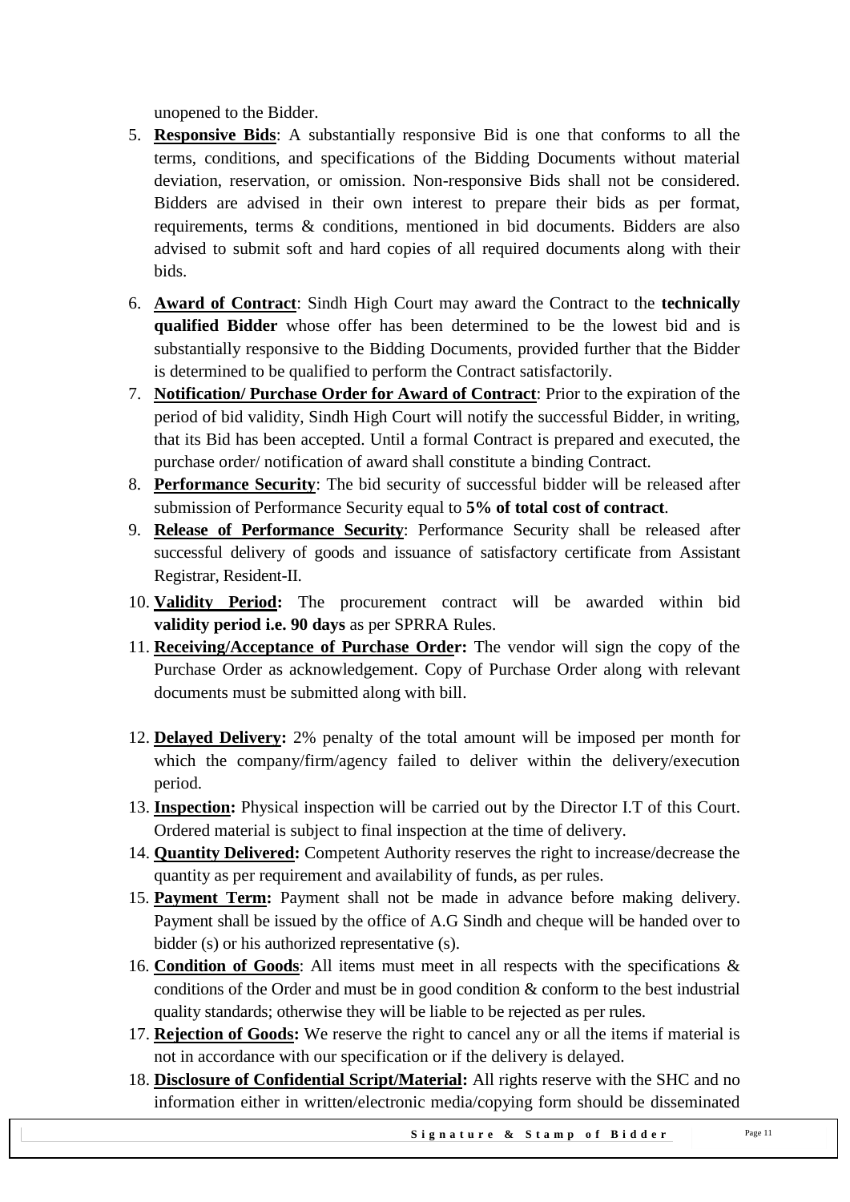unopened to the Bidder.

5. **Responsive Bids**: A substantially responsive Bid is one that conforms to all the terms, conditions, and specifications of the Bidding Documents without material deviation, reservation, or omission. Non-responsive Bids shall not be considered. Bidders are advised in their own interest to prepare their bids as per format, requirements, terms & conditions, mentioned in bid documents. Bidders are also advised to submit soft and hard copies of all required documents along with their bids.

6. **Award of Contract**: Sindh High Court may award the Contract to the **technically qualified Bidder** whose offer has been determined to be the lowest bid and is substantially responsive to the Bidding Documents, provided further that the Bidder is determined to be qualified to perform the Contract satisfactorily.
7. **Notification/ Purchase Order for Award of Contract**: Prior to the expiration of the period of bid validity, Sindh High Court will notify the successful Bidder, in writing, that its Bid has been accepted. Until a formal Contract is prepared and executed, the purchase order/ notification of award shall constitute a binding Contract.
8. **Performance Security**: The bid security of successful bidder will be released after submission of Performance Security equal to **5% of total cost of contract**.
9. **Release of Performance Security**: Performance Security shall be released after successful delivery of goods and issuance of satisfactory certificate from Assistant Registrar, Resident-II.
10. **Validity Period:** The procurement contract will be awarded within bid **validity period i.e. 90 days** as per SPRRA Rules.
11. **Receiving/Acceptance of Purchase Order:** The vendor will sign the copy of the Purchase Order as acknowledgement. Copy of Purchase Order along with relevant documents must be submitted along with bill.

12. **Delayed Delivery:** 2% penalty of the total amount will be imposed per month for which the company/firm/agency failed to deliver within the delivery/execution period.
13. **Inspection:** Physical inspection will be carried out by the Director I.T of this Court. Ordered material is subject to final inspection at the time of delivery.
14. **Quantity Delivered:** Competent Authority reserves the right to increase/decrease the quantity as per requirement and availability of funds, as per rules.
15. **Payment Term:** Payment shall not be made in advance before making delivery. Payment shall be issued by the office of A.G Sindh and cheque will be handed over to bidder (s) or his authorized representative (s).
16. **Condition of Goods**: All items must meet in all respects with the specifications & conditions of the Order and must be in good condition & conform to the best industrial quality standards; otherwise they will be liable to be rejected as per rules.
17. **Rejection of Goods:** We reserve the right to cancel any or all the items if material is not in accordance with our specification or if the delivery is delayed.
18. **Disclosure of Confidential Script/Material:** All rights reserve with the SHC and no information either in written/electronic media/copying form should be disseminated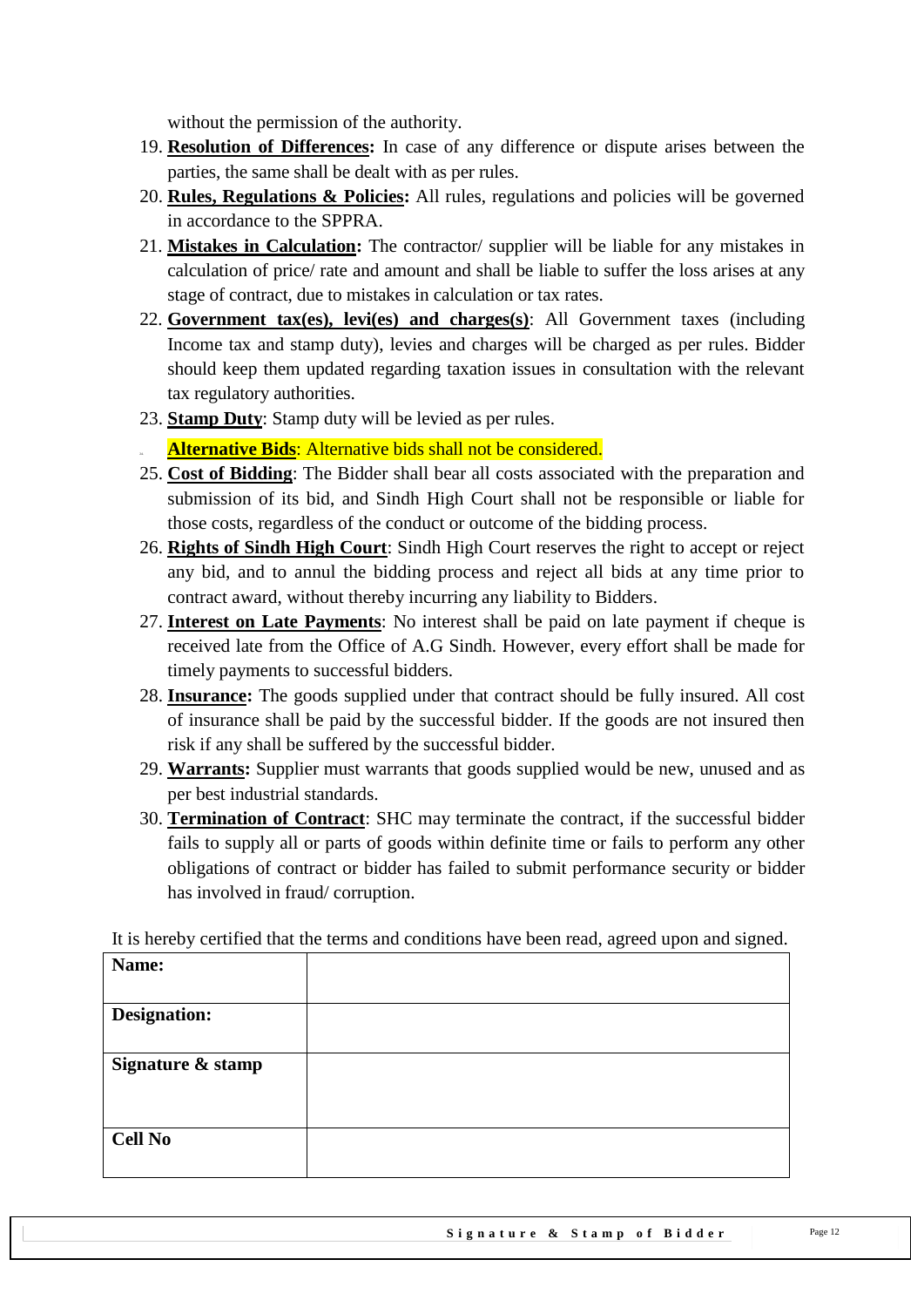without the permission of the authority.

19. **Resolution of Differences:** In case of any difference or dispute arises between the parties, the same shall be dealt with as per rules.
20. **Rules, Regulations & Policies:** All rules, regulations and policies will be governed in accordance to the SPPRA.
21. **Mistakes in Calculation:** The contractor/ supplier will be liable for any mistakes in calculation of price/ rate and amount and shall be liable to suffer the loss arises at any stage of contract, due to mistakes in calculation or tax rates.
22. **Government tax(es), levi(es) and charges(s)**: All Government taxes (including Income tax and stamp duty), levies and charges will be charged as per rules. Bidder should keep them updated regarding taxation issues in consultation with the relevant tax regulatory authorities.
23. **Stamp Duty**: Stamp duty will be levied as per rules.
24. **Alternative Bids**: Alternative bids shall not be considered.
25. **Cost of Bidding**: The Bidder shall bear all costs associated with the preparation and submission of its bid, and Sindh High Court shall not be responsible or liable for those costs, regardless of the conduct or outcome of the bidding process.
26. **Rights of Sindh High Court**: Sindh High Court reserves the right to accept or reject any bid, and to annul the bidding process and reject all bids at any time prior to contract award, without thereby incurring any liability to Bidders.
27. **Interest on Late Payments**: No interest shall be paid on late payment if cheque is received late from the Office of A.G Sindh. However, every effort shall be made for timely payments to successful bidders.
28. **Insurance:** The goods supplied under that contract should be fully insured. All cost of insurance shall be paid by the successful bidder. If the goods are not insured then risk if any shall be suffered by the successful bidder.
29. **Warrants:** Supplier must warrants that goods supplied would be new, unused and as per best industrial standards.
30. **Termination of Contract**: SHC may terminate the contract, if the successful bidder fails to supply all or parts of goods within definite time or fails to perform any other obligations of contract or bidder has failed to submit performance security or bidder has involved in fraud/ corruption.

It is hereby certified that the terms and conditions have been read, agreed upon and signed.

| **Name:** | |
|---|---|
| **Designation:** | |
| **Signature & stamp** | |
| **Cell No** | |

**Signature & Stamp of Bidder**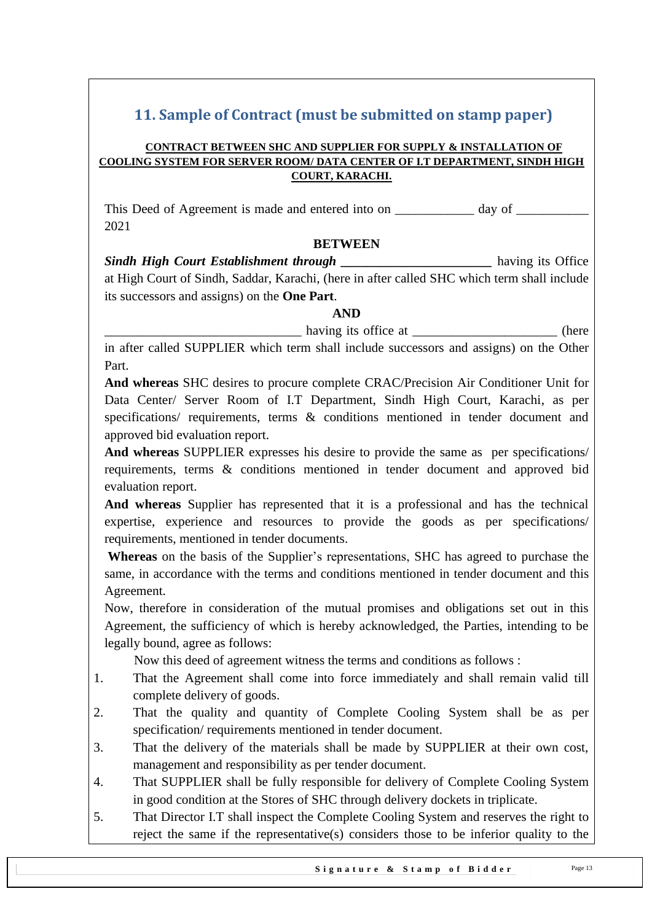## 11. Sample of Contract (must be submitted on stamp paper)

**CONTRACT BETWEEN SHC AND SUPPLIER FOR SUPPLY & INSTALLATION OF COOLING SYSTEM FOR SERVER ROOM/ DATA CENTER OF I.T DEPARTMENT, SINDH HIGH COURT, KARACHI.**

This Deed of Agreement is made and entered into on ____________ day of ___________ 2021

**BETWEEN**

***Sindh High Court Establishment through*** ______________________ having its Office at High Court of Sindh, Saddar, Karachi, (here in after called SHC which term shall include its successors and assigns) on the **One Part**.

**AND**

______________________________ having its office at _____________________ (here in after called SUPPLIER which term shall include successors and assigns) on the Other Part.

**And whereas** SHC desires to procure complete CRAC/Precision Air Conditioner Unit for Data Center/ Server Room of I.T Department, Sindh High Court, Karachi, as per specifications/ requirements, terms & conditions mentioned in tender document and approved bid evaluation report.

**And whereas** SUPPLIER expresses his desire to provide the same as per specifications/ requirements, terms & conditions mentioned in tender document and approved bid evaluation report.

**And whereas** Supplier has represented that it is a professional and has the technical expertise, experience and resources to provide the goods as per specifications/ requirements, mentioned in tender documents.

**Whereas** on the basis of the Supplier's representations, SHC has agreed to purchase the same, in accordance with the terms and conditions mentioned in tender document and this Agreement.

Now, therefore in consideration of the mutual promises and obligations set out in this Agreement, the sufficiency of which is hereby acknowledged, the Parties, intending to be legally bound, agree as follows:

Now this deed of agreement witness the terms and conditions as follows :

1. That the Agreement shall come into force immediately and shall remain valid till complete delivery of goods.
2. That the quality and quantity of Complete Cooling System shall be as per specification/ requirements mentioned in tender document.
3. That the delivery of the materials shall be made by SUPPLIER at their own cost, management and responsibility as per tender document.
4. That SUPPLIER shall be fully responsible for delivery of Complete Cooling System in good condition at the Stores of SHC through delivery dockets in triplicate.
5. That Director I.T shall inspect the Complete Cooling System and reserves the right to reject the same if the representative(s) considers those to be inferior quality to the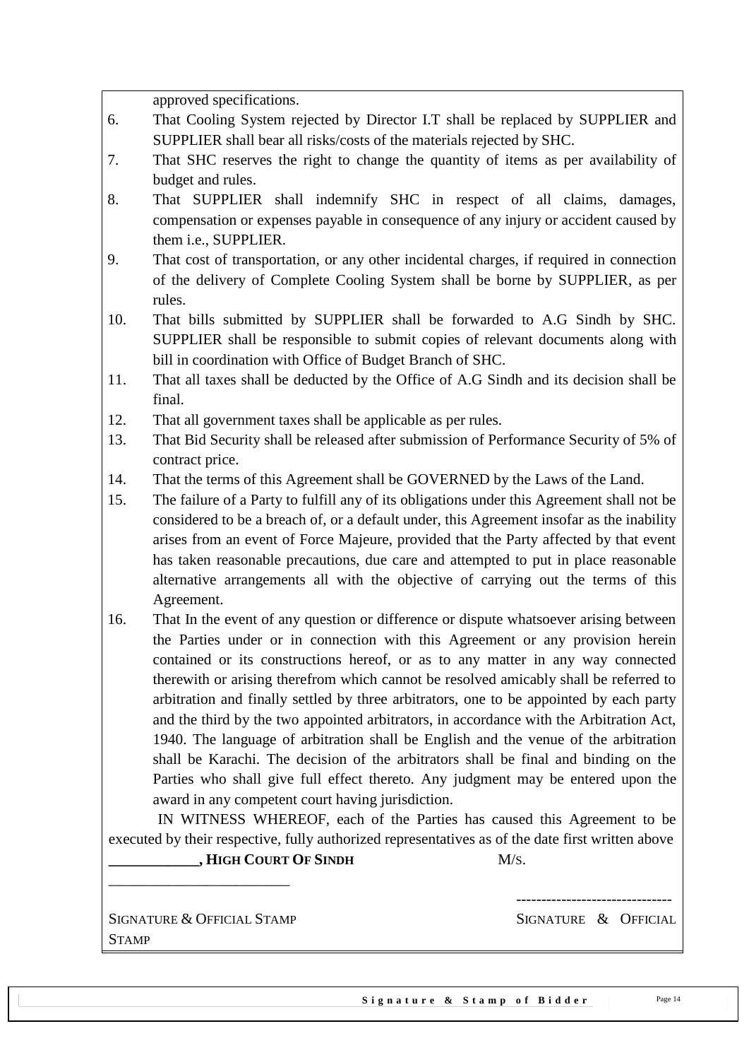approved specifications.

6. That Cooling System rejected by Director I.T shall be replaced by SUPPLIER and SUPPLIER shall bear all risks/costs of the materials rejected by SHC.
7. That SHC reserves the right to change the quantity of items as per availability of budget and rules.
8. That SUPPLIER shall indemnify SHC in respect of all claims, damages, compensation or expenses payable in consequence of any injury or accident caused by them i.e., SUPPLIER.
9. That cost of transportation, or any other incidental charges, if required in connection of the delivery of Complete Cooling System shall be borne by SUPPLIER, as per rules.
10. That bills submitted by SUPPLIER shall be forwarded to A.G Sindh by SHC. SUPPLIER shall be responsible to submit copies of relevant documents along with bill in coordination with Office of Budget Branch of SHC.
11. That all taxes shall be deducted by the Office of A.G Sindh and its decision shall be final.
12. That all government taxes shall be applicable as per rules.
13. That Bid Security shall be released after submission of Performance Security of 5% of contract price.
14. That the terms of this Agreement shall be GOVERNED by the Laws of the Land.
15. The failure of a Party to fulfill any of its obligations under this Agreement shall not be considered to be a breach of, or a default under, this Agreement insofar as the inability arises from an event of Force Majeure, provided that the Party affected by that event has taken reasonable precautions, due care and attempted to put in place reasonable alternative arrangements all with the objective of carrying out the terms of this Agreement.
16. That In the event of any question or difference or dispute whatsoever arising between the Parties under or in connection with this Agreement or any provision herein contained or its constructions hereof, or as to any matter in any way connected therewith or arising therefrom which cannot be resolved amicably shall be referred to arbitration and finally settled by three arbitrators, one to be appointed by each party and the third by the two appointed arbitrators, in accordance with the Arbitration Act, 1940. The language of arbitration shall be English and the venue of the arbitration shall be Karachi. The decision of the arbitrators shall be final and binding on the Parties who shall give full effect thereto. Any judgment may be entered upon the award in any competent court having jurisdiction.

IN WITNESS WHEREOF, each of the Parties has caused this Agreement to be executed by their respective, fully authorized representatives as of the date first written above

**____________, HIGH COURT OF SINDH** M/S.

_________________________

-------------------------------

SIGNATURE & OFFICIAL STAMP SIGNATURE & OFFICIAL STAMP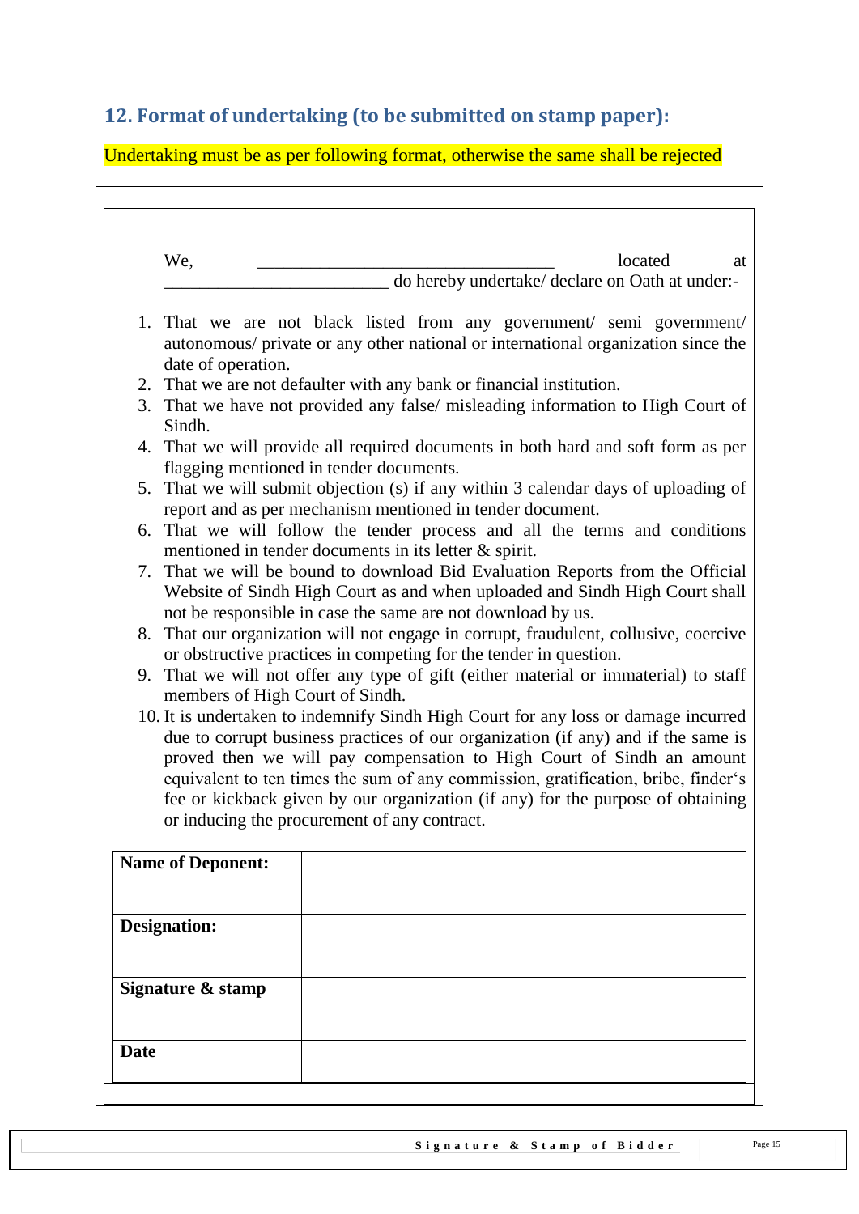## 12. Format of undertaking (to be submitted on stamp paper):

Undertaking must be as per following format, otherwise the same shall be rejected

We, _________________________________ located at _________________________ do hereby undertake/ declare on Oath at under:-

1. That we are not black listed from any government/ semi government/ autonomous/ private or any other national or international organization since the date of operation.
2. That we are not defaulter with any bank or financial institution.
3. That we have not provided any false/ misleading information to High Court of Sindh.
4. That we will provide all required documents in both hard and soft form as per flagging mentioned in tender documents.
5. That we will submit objection (s) if any within 3 calendar days of uploading of report and as per mechanism mentioned in tender document.
6. That we will follow the tender process and all the terms and conditions mentioned in tender documents in its letter & spirit.
7. That we will be bound to download Bid Evaluation Reports from the Official Website of Sindh High Court as and when uploaded and Sindh High Court shall not be responsible in case the same are not download by us.
8. That our organization will not engage in corrupt, fraudulent, collusive, coercive or obstructive practices in competing for the tender in question.
9. That we will not offer any type of gift (either material or immaterial) to staff members of High Court of Sindh.
10. It is undertaken to indemnify Sindh High Court for any loss or damage incurred due to corrupt business practices of our organization (if any) and if the same is proved then we will pay compensation to High Court of Sindh an amount equivalent to ten times the sum of any commission, gratification, bribe, finder's fee or kickback given by our organization (if any) for the purpose of obtaining or inducing the procurement of any contract.

| **Name of Deponent:** | |
|---|---|
| **Designation:** | |
| **Signature & stamp** | |
| **Date** | |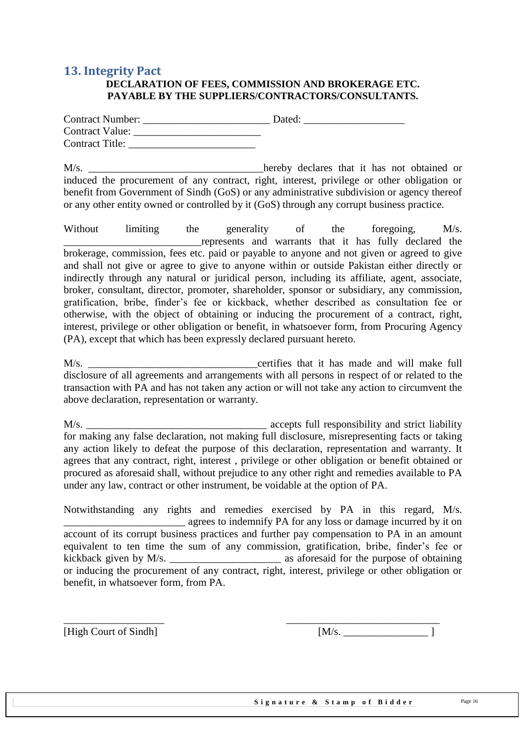## 13. Integrity Pact

**DECLARATION OF FEES, COMMISSION AND BROKERAGE ETC. PAYABLE BY THE SUPPLIERS/CONTRACTORS/CONSULTANTS.**

Contract Number: ________________________ Dated: ___________________
Contract Value: ________________________
Contract Title: ________________________

M/s. _________________________________hereby declares that it has not obtained or induced the procurement of any contract, right, interest, privilege or other obligation or benefit from Government of Sindh (GoS) or any administrative subdivision or agency thereof or any other entity owned or controlled by it (GoS) through any corrupt business practice.

Without limiting the generality of the foregoing, M/s. __________________________represents and warrants that it has fully declared the brokerage, commission, fees etc. paid or payable to anyone and not given or agreed to give and shall not give or agree to give to anyone within or outside Pakistan either directly or indirectly through any natural or juridical person, including its affiliate, agent, associate, broker, consultant, director, promoter, shareholder, sponsor or subsidiary, any commission, gratification, bribe, finder's fee or kickback, whether described as consultation fee or otherwise, with the object of obtaining or inducing the procurement of a contract, right, interest, privilege or other obligation or benefit, in whatsoever form, from Procuring Agency (PA), except that which has been expressly declared pursuant hereto.

M/s. ________________________________certifies that it has made and will make full disclosure of all agreements and arrangements with all persons in respect of or related to the transaction with PA and has not taken any action or will not take any action to circumvent the above declaration, representation or warranty.

M/s. __________________________________ accepts full responsibility and strict liability for making any false declaration, not making full disclosure, misrepresenting facts or taking any action likely to defeat the purpose of this declaration, representation and warranty. It agrees that any contract, right, interest , privilege or other obligation or benefit obtained or procured as aforesaid shall, without prejudice to any other right and remedies available to PA under any law, contract or other instrument, be voidable at the option of PA.

Notwithstanding any rights and remedies exercised by PA in this regard, M/s. _______________________ agrees to indemnify PA for any loss or damage incurred by it on account of its corrupt business practices and further pay compensation to PA in an amount equivalent to ten time the sum of any commission, gratification, bribe, finder's fee or kickback given by M/s. _____________________ as aforesaid for the purpose of obtaining or inducing the procurement of any contract, right, interest, privilege or other obligation or benefit, in whatsoever form, from PA.

___________________ &nbsp;&nbsp;&nbsp;&nbsp;&nbsp;&nbsp;&nbsp;&nbsp;&nbsp;&nbsp;&nbsp;&nbsp;&nbsp;&nbsp;&nbsp;&nbsp;&nbsp;&nbsp;&nbsp;&nbsp; _____________________________
[High Court of Sindh] &nbsp;&nbsp;&nbsp;&nbsp;&nbsp;&nbsp;&nbsp;&nbsp;&nbsp;&nbsp;&nbsp;&nbsp;&nbsp;&nbsp;&nbsp;&nbsp;&nbsp;&nbsp;&nbsp;&nbsp; [M/s. ________________ ]

**Signature & Stamp of Bidder**